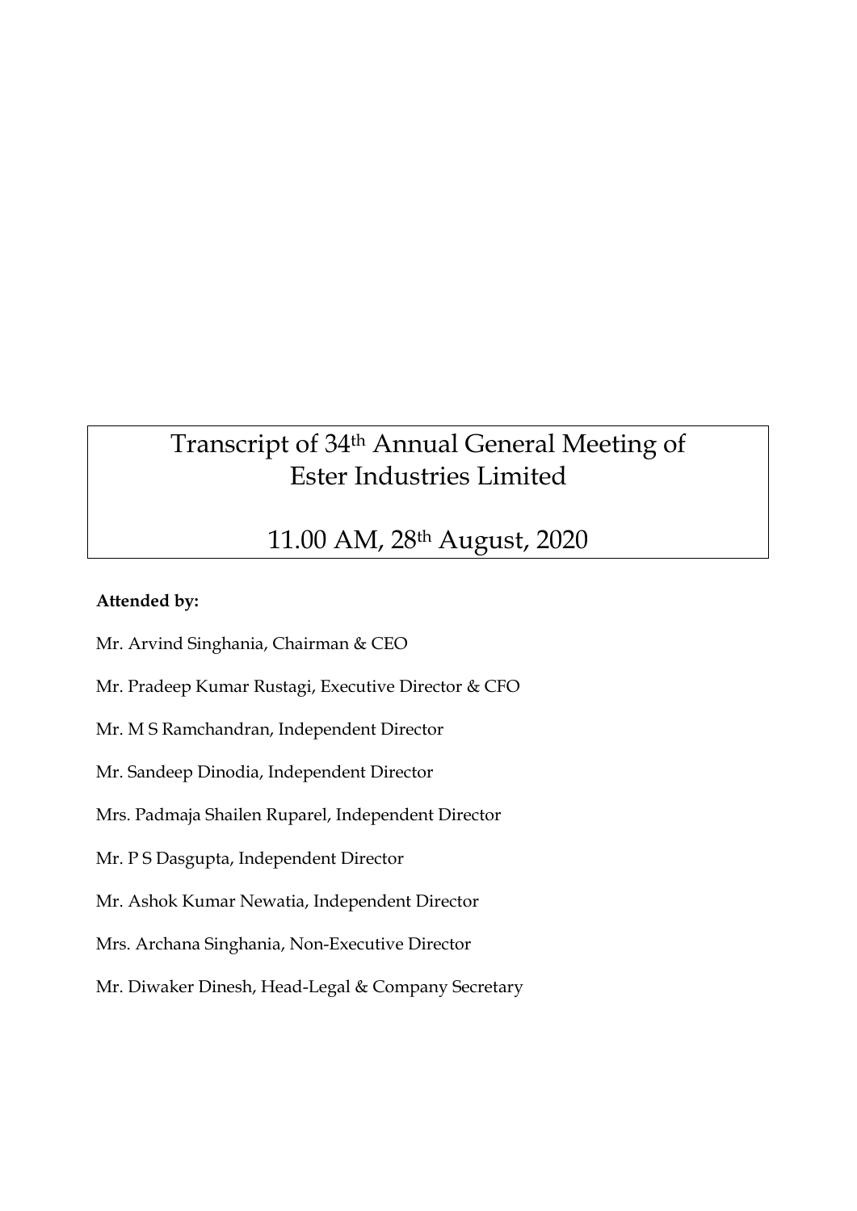# Transcript of 34th Annual General Meeting of Ester Industries Limited

## 11.00 AM, 28th August, 2020

**Attended by:**

Mr. Arvind Singhania, Chairman & CEO

Mr. Pradeep Kumar Rustagi, Executive Director & CFO

Mr. M S Ramchandran, Independent Director

Mr. Sandeep Dinodia, Independent Director

Mrs. Padmaja Shailen Ruparel, Independent Director

Mr. P S Dasgupta, Independent Director

Mr. Ashok Kumar Newatia, Independent Director

Mrs. Archana Singhania, Non-Executive Director

Mr. Diwaker Dinesh, Head-Legal & Company Secretary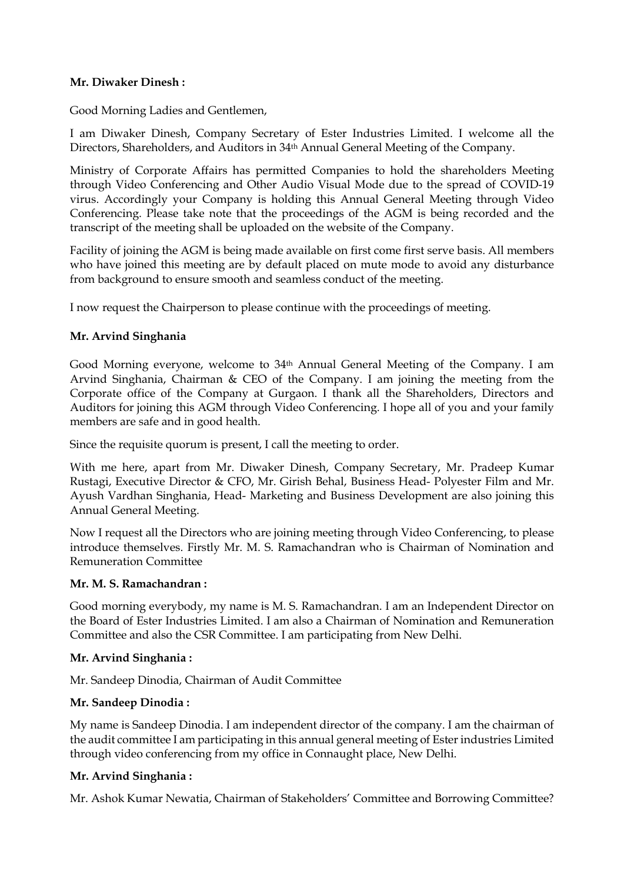**Mr. Diwaker Dinesh :**

Good Morning Ladies and Gentlemen,

I am Diwaker Dinesh, Company Secretary of Ester Industries Limited. I welcome all the Directors, Shareholders, and Auditors in 34th Annual General Meeting of the Company.

Ministry of Corporate Affairs has permitted Companies to hold the shareholders Meeting through Video Conferencing and Other Audio Visual Mode due to the spread of COVID-19 virus. Accordingly your Company is holding this Annual General Meeting through Video Conferencing. Please take note that the proceedings of the AGM is being recorded and the transcript of the meeting shall be uploaded on the website of the Company.

Facility of joining the AGM is being made available on first come first serve basis. All members who have joined this meeting are by default placed on mute mode to avoid any disturbance from background to ensure smooth and seamless conduct of the meeting.

I now request the Chairperson to please continue with the proceedings of meeting.

**Mr. Arvind Singhania**

Good Morning everyone, welcome to 34th Annual General Meeting of the Company. I am Arvind Singhania, Chairman & CEO of the Company. I am joining the meeting from the Corporate office of the Company at Gurgaon. I thank all the Shareholders, Directors and Auditors for joining this AGM through Video Conferencing. I hope all of you and your family members are safe and in good health.

Since the requisite quorum is present, I call the meeting to order.

With me here, apart from Mr. Diwaker Dinesh, Company Secretary, Mr. Pradeep Kumar Rustagi, Executive Director & CFO, Mr. Girish Behal, Business Head- Polyester Film and Mr. Ayush Vardhan Singhania, Head- Marketing and Business Development are also joining this Annual General Meeting.

Now I request all the Directors who are joining meeting through Video Conferencing, to please introduce themselves. Firstly Mr. M. S. Ramachandran who is Chairman of Nomination and Remuneration Committee

**Mr. M. S. Ramachandran :**

Good morning everybody, my name is M. S. Ramachandran. I am an Independent Director on the Board of Ester Industries Limited. I am also a Chairman of Nomination and Remuneration Committee and also the CSR Committee. I am participating from New Delhi.

**Mr. Arvind Singhania :**

Mr. Sandeep Dinodia, Chairman of Audit Committee

**Mr. Sandeep Dinodia :**

My name is Sandeep Dinodia. I am independent director of the company. I am the chairman of the audit committee I am participating in this annual general meeting of Ester industries Limited through video conferencing from my office in Connaught place, New Delhi.

**Mr. Arvind Singhania :**

Mr. Ashok Kumar Newatia, Chairman of Stakeholders' Committee and Borrowing Committee?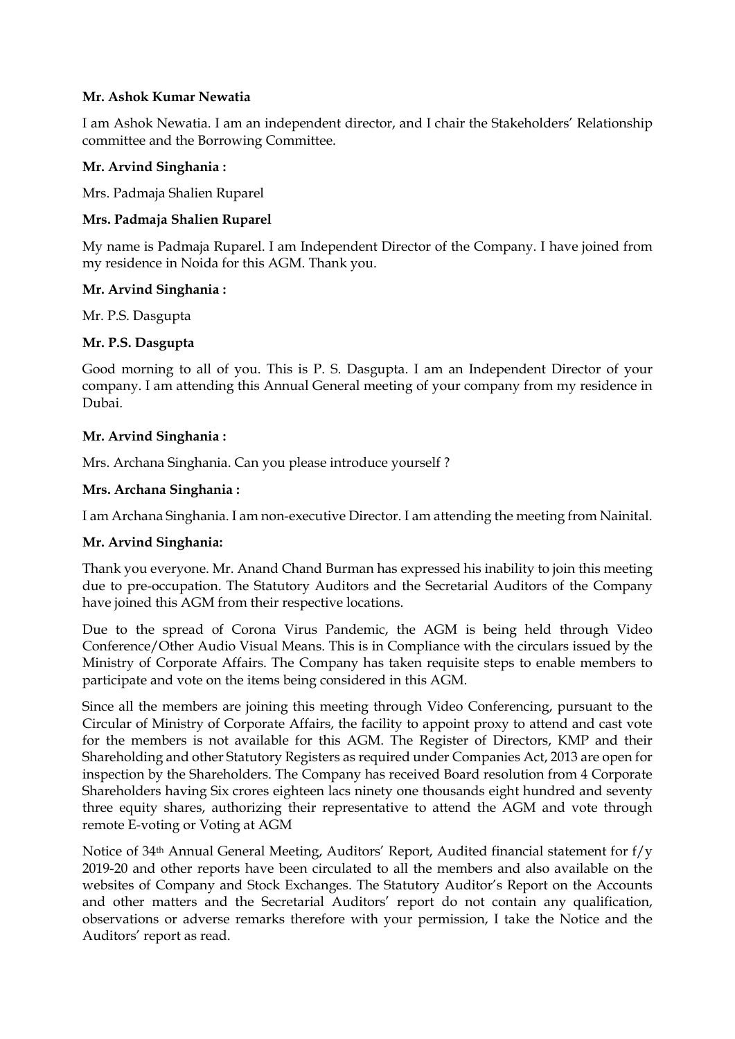**Mr. Ashok Kumar Newatia**

I am Ashok Newatia. I am an independent director, and I chair the Stakeholders' Relationship committee and the Borrowing Committee.

**Mr. Arvind Singhania :**

Mrs. Padmaja Shalien Ruparel

**Mrs. Padmaja Shalien Ruparel**

My name is Padmaja Ruparel. I am Independent Director of the Company. I have joined from my residence in Noida for this AGM. Thank you.

**Mr. Arvind Singhania :**

Mr. P.S. Dasgupta

**Mr. P.S. Dasgupta**

Good morning to all of you. This is P. S. Dasgupta. I am an Independent Director of your company. I am attending this Annual General meeting of your company from my residence in Dubai.

**Mr. Arvind Singhania :**

Mrs. Archana Singhania. Can you please introduce yourself ?

**Mrs. Archana Singhania :**

I am Archana Singhania. I am non-executive Director. I am attending the meeting from Nainital.

**Mr. Arvind Singhania:**

Thank you everyone. Mr. Anand Chand Burman has expressed his inability to join this meeting due to pre-occupation. The Statutory Auditors and the Secretarial Auditors of the Company have joined this AGM from their respective locations.

Due to the spread of Corona Virus Pandemic, the AGM is being held through Video Conference/Other Audio Visual Means. This is in Compliance with the circulars issued by the Ministry of Corporate Affairs. The Company has taken requisite steps to enable members to participate and vote on the items being considered in this AGM.

Since all the members are joining this meeting through Video Conferencing, pursuant to the Circular of Ministry of Corporate Affairs, the facility to appoint proxy to attend and cast vote for the members is not available for this AGM. The Register of Directors, KMP and their Shareholding and other Statutory Registers as required under Companies Act, 2013 are open for inspection by the Shareholders. The Company has received Board resolution from 4 Corporate Shareholders having Six crores eighteen lacs ninety one thousands eight hundred and seventy three equity shares, authorizing their representative to attend the AGM and vote through remote E-voting or Voting at AGM

Notice of 34th Annual General Meeting, Auditors' Report, Audited financial statement for f/y 2019-20 and other reports have been circulated to all the members and also available on the websites of Company and Stock Exchanges. The Statutory Auditor's Report on the Accounts and other matters and the Secretarial Auditors' report do not contain any qualification, observations or adverse remarks therefore with your permission, I take the Notice and the Auditors' report as read.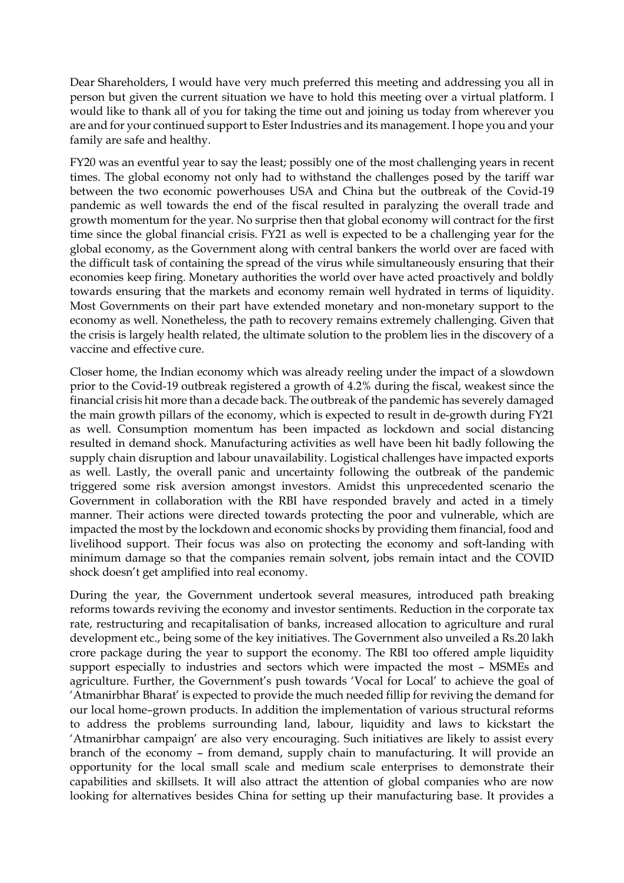Dear Shareholders, I would have very much preferred this meeting and addressing you all in person but given the current situation we have to hold this meeting over a virtual platform. I would like to thank all of you for taking the time out and joining us today from wherever you are and for your continued support to Ester Industries and its management. I hope you and your family are safe and healthy.

FY20 was an eventful year to say the least; possibly one of the most challenging years in recent times. The global economy not only had to withstand the challenges posed by the tariff war between the two economic powerhouses USA and China but the outbreak of the Covid-19 pandemic as well towards the end of the fiscal resulted in paralyzing the overall trade and growth momentum for the year. No surprise then that global economy will contract for the first time since the global financial crisis. FY21 as well is expected to be a challenging year for the global economy, as the Government along with central bankers the world over are faced with the difficult task of containing the spread of the virus while simultaneously ensuring that their economies keep firing. Monetary authorities the world over have acted proactively and boldly towards ensuring that the markets and economy remain well hydrated in terms of liquidity. Most Governments on their part have extended monetary and non-monetary support to the economy as well. Nonetheless, the path to recovery remains extremely challenging. Given that the crisis is largely health related, the ultimate solution to the problem lies in the discovery of a vaccine and effective cure.

Closer home, the Indian economy which was already reeling under the impact of a slowdown prior to the Covid-19 outbreak registered a growth of 4.2% during the fiscal, weakest since the financial crisis hit more than a decade back. The outbreak of the pandemic has severely damaged the main growth pillars of the economy, which is expected to result in de-growth during FY21 as well. Consumption momentum has been impacted as lockdown and social distancing resulted in demand shock. Manufacturing activities as well have been hit badly following the supply chain disruption and labour unavailability. Logistical challenges have impacted exports as well. Lastly, the overall panic and uncertainty following the outbreak of the pandemic triggered some risk aversion amongst investors. Amidst this unprecedented scenario the Government in collaboration with the RBI have responded bravely and acted in a timely manner. Their actions were directed towards protecting the poor and vulnerable, which are impacted the most by the lockdown and economic shocks by providing them financial, food and livelihood support. Their focus was also on protecting the economy and soft-landing with minimum damage so that the companies remain solvent, jobs remain intact and the COVID shock doesn't get amplified into real economy.

During the year, the Government undertook several measures, introduced path breaking reforms towards reviving the economy and investor sentiments. Reduction in the corporate tax rate, restructuring and recapitalisation of banks, increased allocation to agriculture and rural development etc., being some of the key initiatives. The Government also unveiled a Rs.20 lakh crore package during the year to support the economy. The RBI too offered ample liquidity support especially to industries and sectors which were impacted the most – MSMEs and agriculture. Further, the Government's push towards 'Vocal for Local' to achieve the goal of 'Atmanirbhar Bharat' is expected to provide the much needed fillip for reviving the demand for our local home–grown products. In addition the implementation of various structural reforms to address the problems surrounding land, labour, liquidity and laws to kickstart the 'Atmanirbhar campaign' are also very encouraging. Such initiatives are likely to assist every branch of the economy – from demand, supply chain to manufacturing. It will provide an opportunity for the local small scale and medium scale enterprises to demonstrate their capabilities and skillsets. It will also attract the attention of global companies who are now looking for alternatives besides China for setting up their manufacturing base. It provides a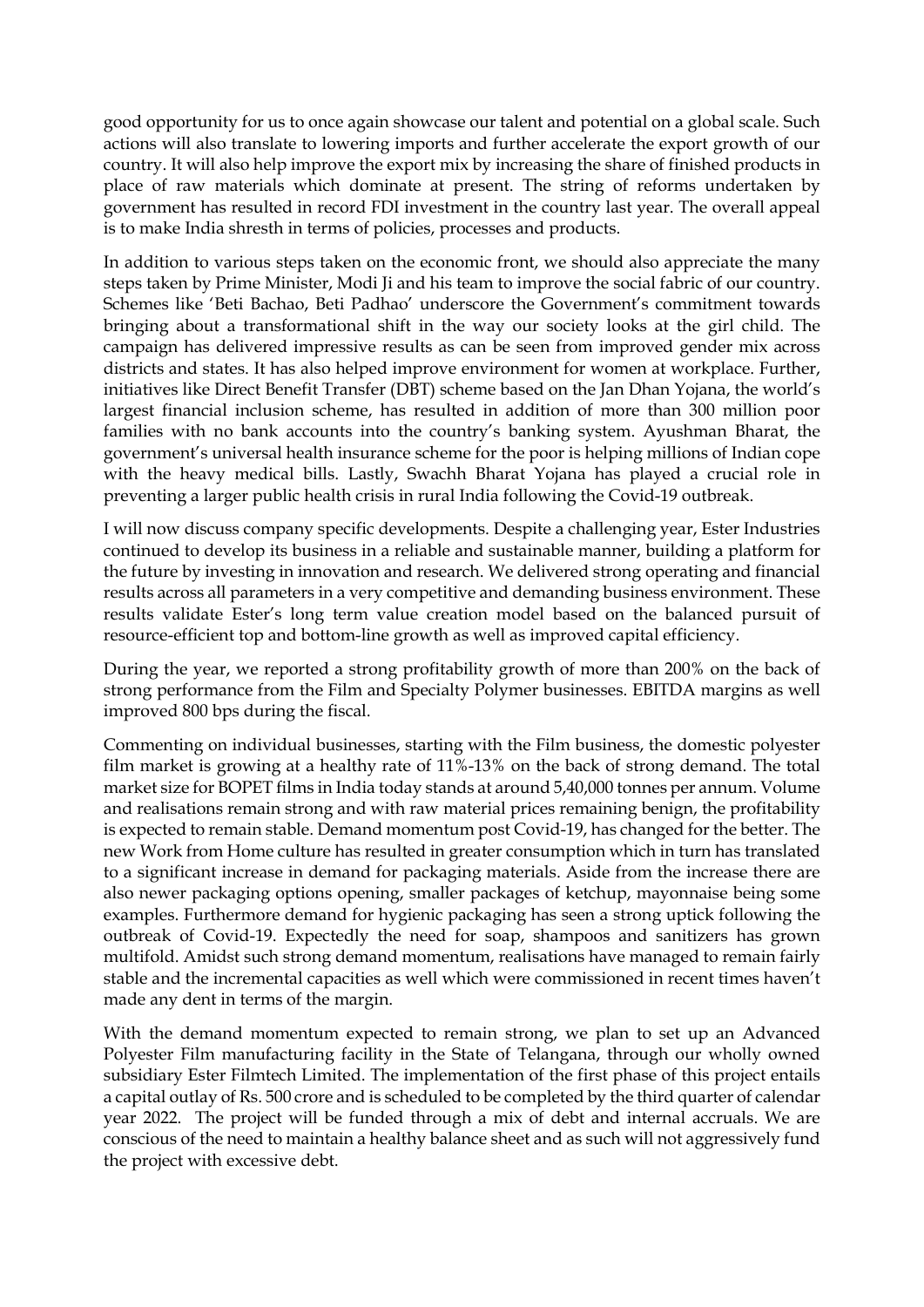good opportunity for us to once again showcase our talent and potential on a global scale. Such actions will also translate to lowering imports and further accelerate the export growth of our country. It will also help improve the export mix by increasing the share of finished products in place of raw materials which dominate at present. The string of reforms undertaken by government has resulted in record FDI investment in the country last year. The overall appeal is to make India shresth in terms of policies, processes and products.

In addition to various steps taken on the economic front, we should also appreciate the many steps taken by Prime Minister, Modi Ji and his team to improve the social fabric of our country. Schemes like 'Beti Bachao, Beti Padhao' underscore the Government's commitment towards bringing about a transformational shift in the way our society looks at the girl child. The campaign has delivered impressive results as can be seen from improved gender mix across districts and states. It has also helped improve environment for women at workplace. Further, initiatives like Direct Benefit Transfer (DBT) scheme based on the Jan Dhan Yojana, the world's largest financial inclusion scheme, has resulted in addition of more than 300 million poor families with no bank accounts into the country's banking system. Ayushman Bharat, the government's universal health insurance scheme for the poor is helping millions of Indian cope with the heavy medical bills. Lastly, Swachh Bharat Yojana has played a crucial role in preventing a larger public health crisis in rural India following the Covid-19 outbreak.

I will now discuss company specific developments. Despite a challenging year, Ester Industries continued to develop its business in a reliable and sustainable manner, building a platform for the future by investing in innovation and research. We delivered strong operating and financial results across all parameters in a very competitive and demanding business environment. These results validate Ester's long term value creation model based on the balanced pursuit of resource-efficient top and bottom-line growth as well as improved capital efficiency.

During the year, we reported a strong profitability growth of more than 200% on the back of strong performance from the Film and Specialty Polymer businesses. EBITDA margins as well improved 800 bps during the fiscal.

Commenting on individual businesses, starting with the Film business, the domestic polyester film market is growing at a healthy rate of 11%-13% on the back of strong demand. The total market size for BOPET films in India today stands at around 5,40,000 tonnes per annum. Volume and realisations remain strong and with raw material prices remaining benign, the profitability is expected to remain stable. Demand momentum post Covid-19, has changed for the better. The new Work from Home culture has resulted in greater consumption which in turn has translated to a significant increase in demand for packaging materials. Aside from the increase there are also newer packaging options opening, smaller packages of ketchup, mayonnaise being some examples. Furthermore demand for hygienic packaging has seen a strong uptick following the outbreak of Covid-19. Expectedly the need for soap, shampoos and sanitizers has grown multifold. Amidst such strong demand momentum, realisations have managed to remain fairly stable and the incremental capacities as well which were commissioned in recent times haven't made any dent in terms of the margin.

With the demand momentum expected to remain strong, we plan to set up an Advanced Polyester Film manufacturing facility in the State of Telangana, through our wholly owned subsidiary Ester Filmtech Limited. The implementation of the first phase of this project entails a capital outlay of Rs. 500 crore and is scheduled to be completed by the third quarter of calendar year 2022. The project will be funded through a mix of debt and internal accruals. We are conscious of the need to maintain a healthy balance sheet and as such will not aggressively fund the project with excessive debt.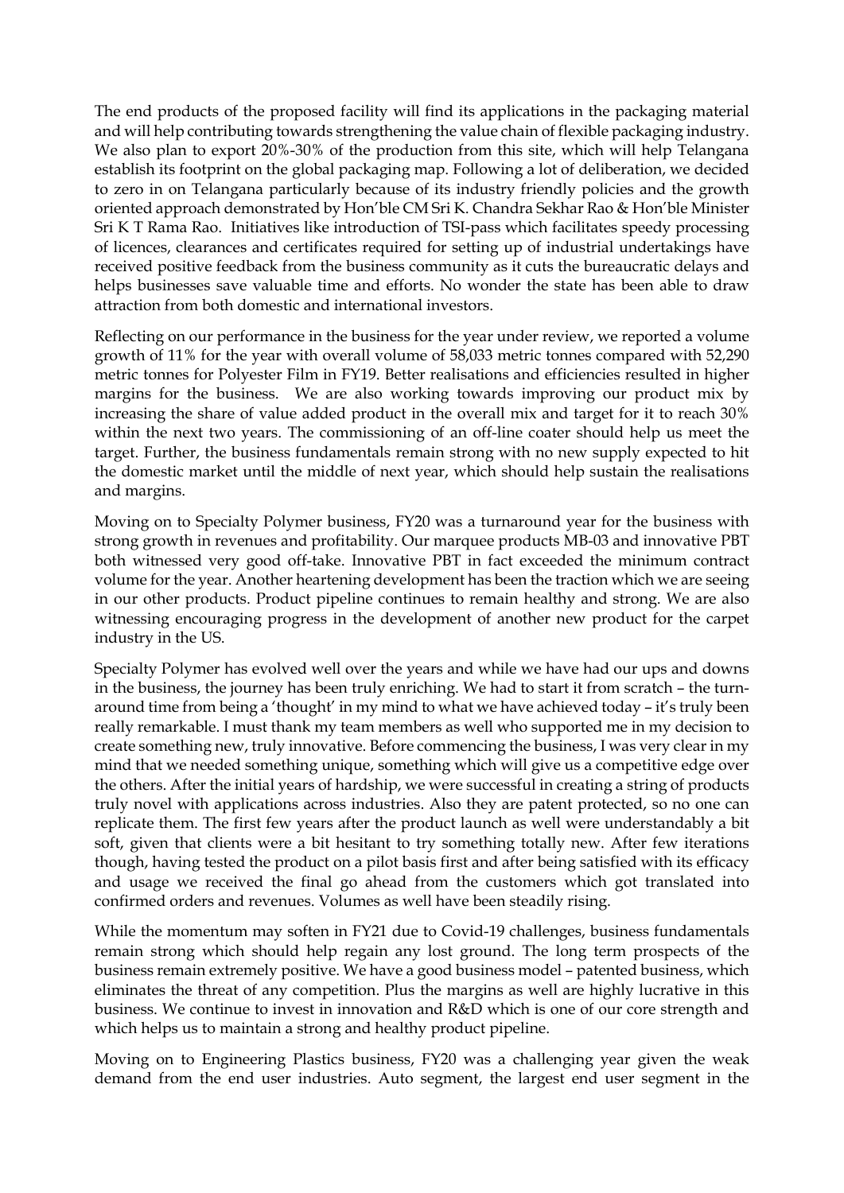The end products of the proposed facility will find its applications in the packaging material and will help contributing towards strengthening the value chain of flexible packaging industry. We also plan to export 20%-30% of the production from this site, which will help Telangana establish its footprint on the global packaging map. Following a lot of deliberation, we decided to zero in on Telangana particularly because of its industry friendly policies and the growth oriented approach demonstrated by Hon'ble CM Sri K. Chandra Sekhar Rao & Hon'ble Minister Sri K T Rama Rao. Initiatives like introduction of TSI-pass which facilitates speedy processing of licences, clearances and certificates required for setting up of industrial undertakings have received positive feedback from the business community as it cuts the bureaucratic delays and helps businesses save valuable time and efforts. No wonder the state has been able to draw attraction from both domestic and international investors.

Reflecting on our performance in the business for the year under review, we reported a volume growth of 11% for the year with overall volume of 58,033 metric tonnes compared with 52,290 metric tonnes for Polyester Film in FY19. Better realisations and efficiencies resulted in higher margins for the business. We are also working towards improving our product mix by increasing the share of value added product in the overall mix and target for it to reach 30% within the next two years. The commissioning of an off-line coater should help us meet the target. Further, the business fundamentals remain strong with no new supply expected to hit the domestic market until the middle of next year, which should help sustain the realisations and margins.

Moving on to Specialty Polymer business, FY20 was a turnaround year for the business with strong growth in revenues and profitability. Our marquee products MB-03 and innovative PBT both witnessed very good off-take. Innovative PBT in fact exceeded the minimum contract volume for the year. Another heartening development has been the traction which we are seeing in our other products. Product pipeline continues to remain healthy and strong. We are also witnessing encouraging progress in the development of another new product for the carpet industry in the US.

Specialty Polymer has evolved well over the years and while we have had our ups and downs in the business, the journey has been truly enriching. We had to start it from scratch – the turn-around time from being a 'thought' in my mind to what we have achieved today – it's truly been really remarkable. I must thank my team members as well who supported me in my decision to create something new, truly innovative. Before commencing the business, I was very clear in my mind that we needed something unique, something which will give us a competitive edge over the others. After the initial years of hardship, we were successful in creating a string of products truly novel with applications across industries. Also they are patent protected, so no one can replicate them. The first few years after the product launch as well were understandably a bit soft, given that clients were a bit hesitant to try something totally new. After few iterations though, having tested the product on a pilot basis first and after being satisfied with its efficacy and usage we received the final go ahead from the customers which got translated into confirmed orders and revenues. Volumes as well have been steadily rising.

While the momentum may soften in FY21 due to Covid-19 challenges, business fundamentals remain strong which should help regain any lost ground. The long term prospects of the business remain extremely positive. We have a good business model – patented business, which eliminates the threat of any competition. Plus the margins as well are highly lucrative in this business. We continue to invest in innovation and R&D which is one of our core strength and which helps us to maintain a strong and healthy product pipeline.

Moving on to Engineering Plastics business, FY20 was a challenging year given the weak demand from the end user industries. Auto segment, the largest end user segment in the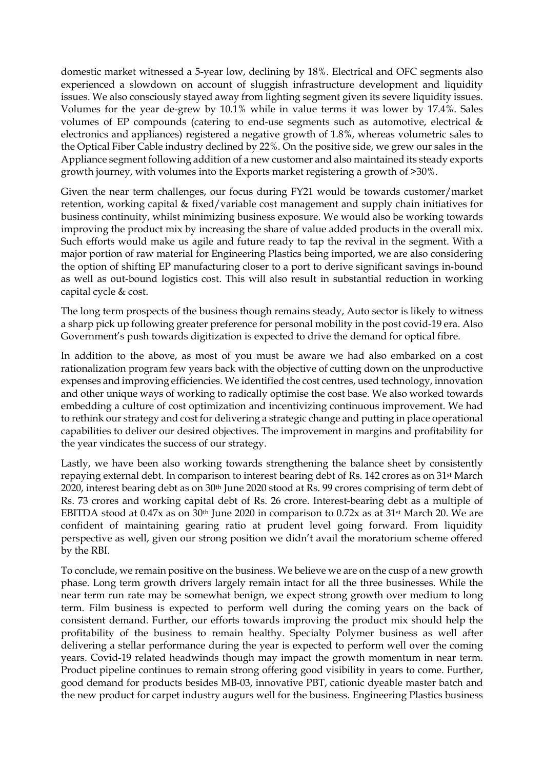domestic market witnessed a 5-year low, declining by 18%. Electrical and OFC segments also experienced a slowdown on account of sluggish infrastructure development and liquidity issues. We also consciously stayed away from lighting segment given its severe liquidity issues. Volumes for the year de-grew by 10.1% while in value terms it was lower by 17.4%. Sales volumes of EP compounds (catering to end-use segments such as automotive, electrical & electronics and appliances) registered a negative growth of 1.8%, whereas volumetric sales to the Optical Fiber Cable industry declined by 22%. On the positive side, we grew our sales in the Appliance segment following addition of a new customer and also maintained its steady exports growth journey, with volumes into the Exports market registering a growth of >30%.

Given the near term challenges, our focus during FY21 would be towards customer/market retention, working capital & fixed/variable cost management and supply chain initiatives for business continuity, whilst minimizing business exposure. We would also be working towards improving the product mix by increasing the share of value added products in the overall mix. Such efforts would make us agile and future ready to tap the revival in the segment. With a major portion of raw material for Engineering Plastics being imported, we are also considering the option of shifting EP manufacturing closer to a port to derive significant savings in-bound as well as out-bound logistics cost. This will also result in substantial reduction in working capital cycle & cost.

The long term prospects of the business though remains steady, Auto sector is likely to witness a sharp pick up following greater preference for personal mobility in the post covid-19 era. Also Government's push towards digitization is expected to drive the demand for optical fibre.

In addition to the above, as most of you must be aware we had also embarked on a cost rationalization program few years back with the objective of cutting down on the unproductive expenses and improving efficiencies. We identified the cost centres, used technology, innovation and other unique ways of working to radically optimise the cost base. We also worked towards embedding a culture of cost optimization and incentivizing continuous improvement. We had to rethink our strategy and cost for delivering a strategic change and putting in place operational capabilities to deliver our desired objectives. The improvement in margins and profitability for the year vindicates the success of our strategy.

Lastly, we have been also working towards strengthening the balance sheet by consistently repaying external debt. In comparison to interest bearing debt of Rs. 142 crores as on 31st March 2020, interest bearing debt as on 30th June 2020 stood at Rs. 99 crores comprising of term debt of Rs. 73 crores and working capital debt of Rs. 26 crore. Interest-bearing debt as a multiple of EBITDA stood at 0.47x as on 30th June 2020 in comparison to 0.72x as at 31st March 20. We are confident of maintaining gearing ratio at prudent level going forward. From liquidity perspective as well, given our strong position we didn't avail the moratorium scheme offered by the RBI.

To conclude, we remain positive on the business. We believe we are on the cusp of a new growth phase. Long term growth drivers largely remain intact for all the three businesses. While the near term run rate may be somewhat benign, we expect strong growth over medium to long term. Film business is expected to perform well during the coming years on the back of consistent demand. Further, our efforts towards improving the product mix should help the profitability of the business to remain healthy. Specialty Polymer business as well after delivering a stellar performance during the year is expected to perform well over the coming years. Covid-19 related headwinds though may impact the growth momentum in near term. Product pipeline continues to remain strong offering good visibility in years to come. Further, good demand for products besides MB-03, innovative PBT, cationic dyeable master batch and the new product for carpet industry augurs well for the business. Engineering Plastics business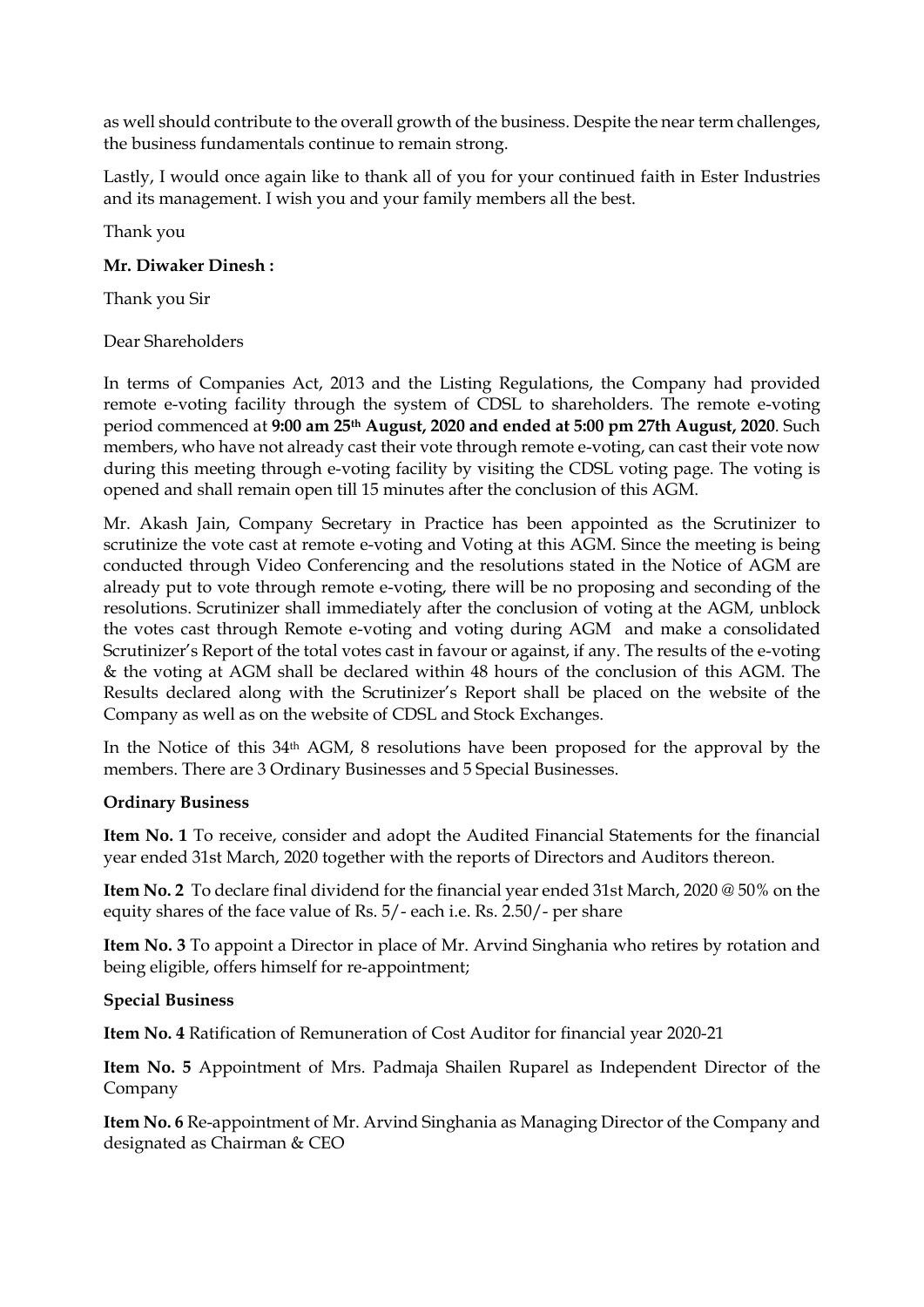as well should contribute to the overall growth of the business. Despite the near term challenges, the business fundamentals continue to remain strong.

Lastly, I would once again like to thank all of you for your continued faith in Ester Industries and its management. I wish you and your family members all the best.

Thank you

**Mr. Diwaker Dinesh :**

Thank you Sir

Dear Shareholders

In terms of Companies Act, 2013 and the Listing Regulations, the Company had provided remote e-voting facility through the system of CDSL to shareholders. The remote e-voting period commenced at **9:00 am 25th August, 2020 and ended at 5:00 pm 27th August, 2020**. Such members, who have not already cast their vote through remote e-voting, can cast their vote now during this meeting through e-voting facility by visiting the CDSL voting page. The voting is opened and shall remain open till 15 minutes after the conclusion of this AGM.

Mr. Akash Jain, Company Secretary in Practice has been appointed as the Scrutinizer to scrutinize the vote cast at remote e-voting and Voting at this AGM. Since the meeting is being conducted through Video Conferencing and the resolutions stated in the Notice of AGM are already put to vote through remote e-voting, there will be no proposing and seconding of the resolutions. Scrutinizer shall immediately after the conclusion of voting at the AGM, unblock the votes cast through Remote e-voting and voting during AGM and make a consolidated Scrutinizer's Report of the total votes cast in favour or against, if any. The results of the e-voting & the voting at AGM shall be declared within 48 hours of the conclusion of this AGM. The Results declared along with the Scrutinizer's Report shall be placed on the website of the Company as well as on the website of CDSL and Stock Exchanges.

In the Notice of this 34th AGM, 8 resolutions have been proposed for the approval by the members. There are 3 Ordinary Businesses and 5 Special Businesses.

**Ordinary Business**

**Item No. 1** To receive, consider and adopt the Audited Financial Statements for the financial year ended 31st March, 2020 together with the reports of Directors and Auditors thereon.

**Item No. 2** To declare final dividend for the financial year ended 31st March, 2020 @ 50% on the equity shares of the face value of Rs. 5/- each i.e. Rs. 2.50/- per share

**Item No. 3** To appoint a Director in place of Mr. Arvind Singhania who retires by rotation and being eligible, offers himself for re-appointment;

**Special Business**

**Item No. 4** Ratification of Remuneration of Cost Auditor for financial year 2020-21

**Item No. 5** Appointment of Mrs. Padmaja Shailen Ruparel as Independent Director of the Company

**Item No. 6** Re-appointment of Mr. Arvind Singhania as Managing Director of the Company and designated as Chairman & CEO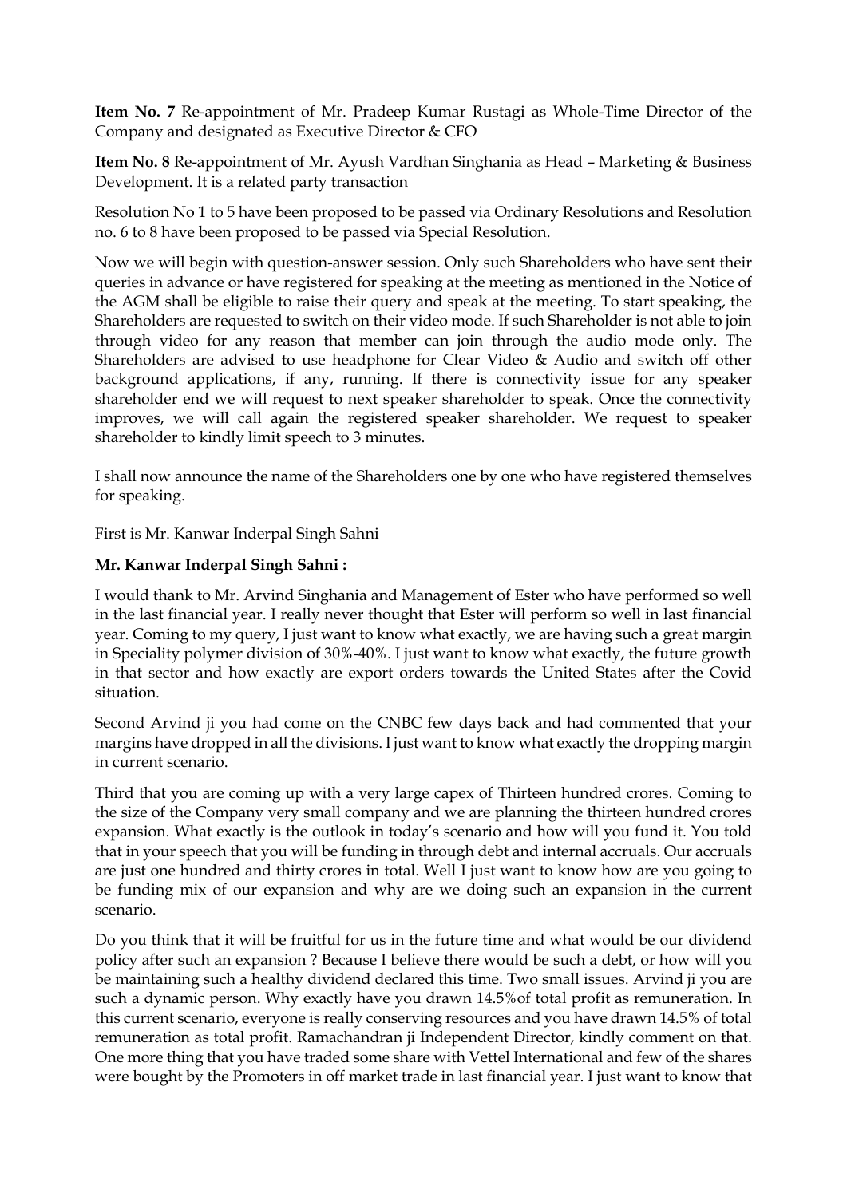**Item No. 7** Re-appointment of Mr. Pradeep Kumar Rustagi as Whole-Time Director of the Company and designated as Executive Director & CFO

**Item No. 8** Re-appointment of Mr. Ayush Vardhan Singhania as Head – Marketing & Business Development. It is a related party transaction

Resolution No 1 to 5 have been proposed to be passed via Ordinary Resolutions and Resolution no. 6 to 8 have been proposed to be passed via Special Resolution.

Now we will begin with question-answer session. Only such Shareholders who have sent their queries in advance or have registered for speaking at the meeting as mentioned in the Notice of the AGM shall be eligible to raise their query and speak at the meeting. To start speaking, the Shareholders are requested to switch on their video mode. If such Shareholder is not able to join through video for any reason that member can join through the audio mode only. The Shareholders are advised to use headphone for Clear Video & Audio and switch off other background applications, if any, running. If there is connectivity issue for any speaker shareholder end we will request to next speaker shareholder to speak. Once the connectivity improves, we will call again the registered speaker shareholder. We request to speaker shareholder to kindly limit speech to 3 minutes.

I shall now announce the name of the Shareholders one by one who have registered themselves for speaking.

First is Mr. Kanwar Inderpal Singh Sahni

**Mr. Kanwar Inderpal Singh Sahni :**

I would thank to Mr. Arvind Singhania and Management of Ester who have performed so well in the last financial year. I really never thought that Ester will perform so well in last financial year. Coming to my query, I just want to know what exactly, we are having such a great margin in Speciality polymer division of 30%-40%. I just want to know what exactly, the future growth in that sector and how exactly are export orders towards the United States after the Covid situation.

Second Arvind ji you had come on the CNBC few days back and had commented that your margins have dropped in all the divisions. I just want to know what exactly the dropping margin in current scenario.

Third that you are coming up with a very large capex of Thirteen hundred crores. Coming to the size of the Company very small company and we are planning the thirteen hundred crores expansion. What exactly is the outlook in today's scenario and how will you fund it. You told that in your speech that you will be funding in through debt and internal accruals. Our accruals are just one hundred and thirty crores in total. Well I just want to know how are you going to be funding mix of our expansion and why are we doing such an expansion in the current scenario.

Do you think that it will be fruitful for us in the future time and what would be our dividend policy after such an expansion ? Because I believe there would be such a debt, or how will you be maintaining such a healthy dividend declared this time. Two small issues. Arvind ji you are such a dynamic person. Why exactly have you drawn 14.5%of total profit as remuneration. In this current scenario, everyone is really conserving resources and you have drawn 14.5% of total remuneration as total profit. Ramachandran ji Independent Director, kindly comment on that. One more thing that you have traded some share with Vettel International and few of the shares were bought by the Promoters in off market trade in last financial year. I just want to know that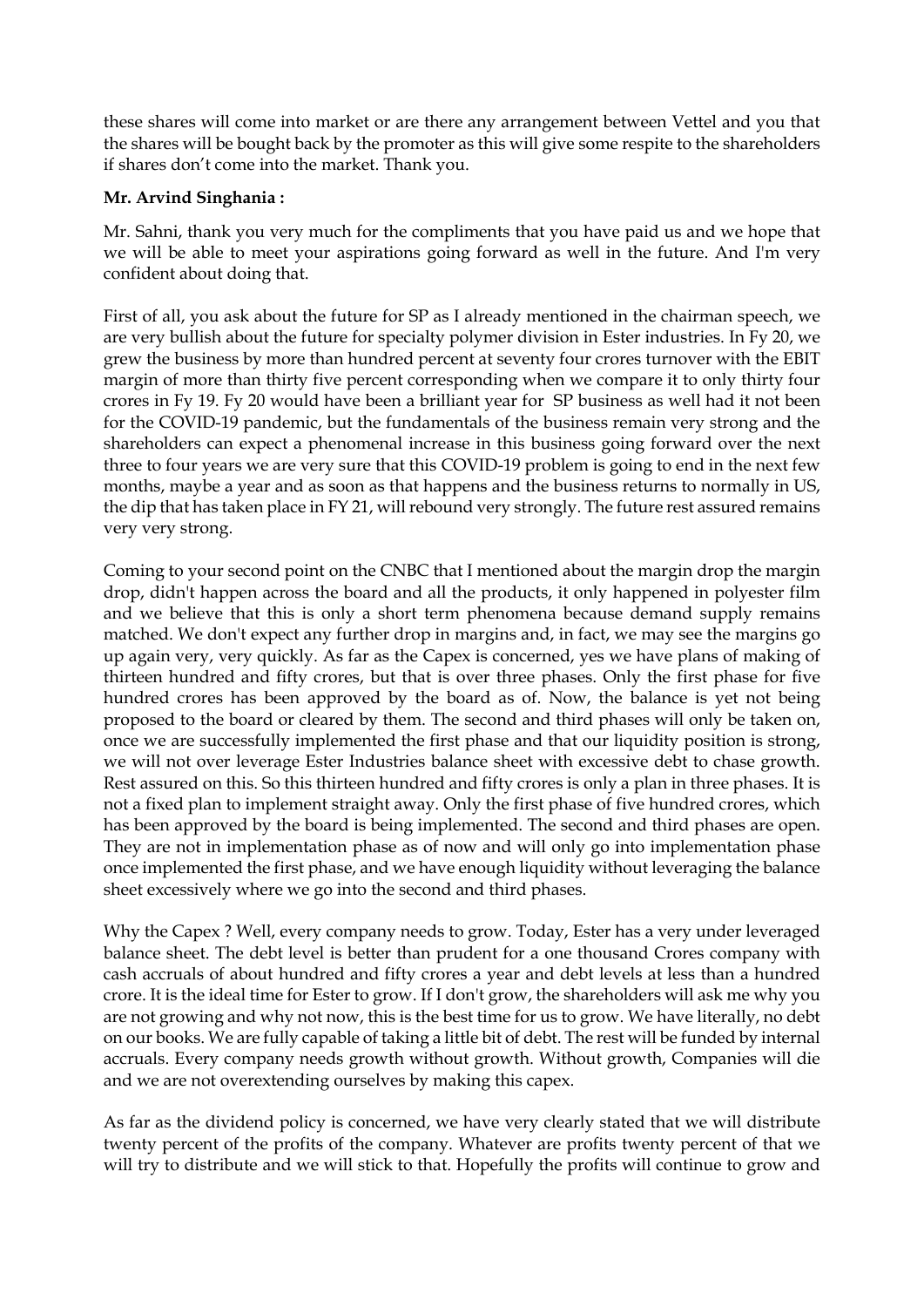these shares will come into market or are there any arrangement between Vettel and you that the shares will be bought back by the promoter as this will give some respite to the shareholders if shares don't come into the market. Thank you.

**Mr. Arvind Singhania :**

Mr. Sahni, thank you very much for the compliments that you have paid us and we hope that we will be able to meet your aspirations going forward as well in the future. And I'm very confident about doing that.

First of all, you ask about the future for SP as I already mentioned in the chairman speech, we are very bullish about the future for specialty polymer division in Ester industries. In Fy 20, we grew the business by more than hundred percent at seventy four crores turnover with the EBIT margin of more than thirty five percent corresponding when we compare it to only thirty four crores in Fy 19. Fy 20 would have been a brilliant year for SP business as well had it not been for the COVID-19 pandemic, but the fundamentals of the business remain very strong and the shareholders can expect a phenomenal increase in this business going forward over the next three to four years we are very sure that this COVID-19 problem is going to end in the next few months, maybe a year and as soon as that happens and the business returns to normally in US, the dip that has taken place in FY 21, will rebound very strongly. The future rest assured remains very very strong.

Coming to your second point on the CNBC that I mentioned about the margin drop the margin drop, didn't happen across the board and all the products, it only happened in polyester film and we believe that this is only a short term phenomena because demand supply remains matched. We don't expect any further drop in margins and, in fact, we may see the margins go up again very, very quickly. As far as the Capex is concerned, yes we have plans of making of thirteen hundred and fifty crores, but that is over three phases. Only the first phase for five hundred crores has been approved by the board as of. Now, the balance is yet not being proposed to the board or cleared by them. The second and third phases will only be taken on, once we are successfully implemented the first phase and that our liquidity position is strong, we will not over leverage Ester Industries balance sheet with excessive debt to chase growth. Rest assured on this. So this thirteen hundred and fifty crores is only a plan in three phases. It is not a fixed plan to implement straight away. Only the first phase of five hundred crores, which has been approved by the board is being implemented. The second and third phases are open. They are not in implementation phase as of now and will only go into implementation phase once implemented the first phase, and we have enough liquidity without leveraging the balance sheet excessively where we go into the second and third phases.

Why the Capex ? Well, every company needs to grow. Today, Ester has a very under leveraged balance sheet. The debt level is better than prudent for a one thousand Crores company with cash accruals of about hundred and fifty crores a year and debt levels at less than a hundred crore. It is the ideal time for Ester to grow. If I don't grow, the shareholders will ask me why you are not growing and why not now, this is the best time for us to grow. We have literally, no debt on our books. We are fully capable of taking a little bit of debt. The rest will be funded by internal accruals. Every company needs growth without growth. Without growth, Companies will die and we are not overextending ourselves by making this capex.

As far as the dividend policy is concerned, we have very clearly stated that we will distribute twenty percent of the profits of the company. Whatever are profits twenty percent of that we will try to distribute and we will stick to that. Hopefully the profits will continue to grow and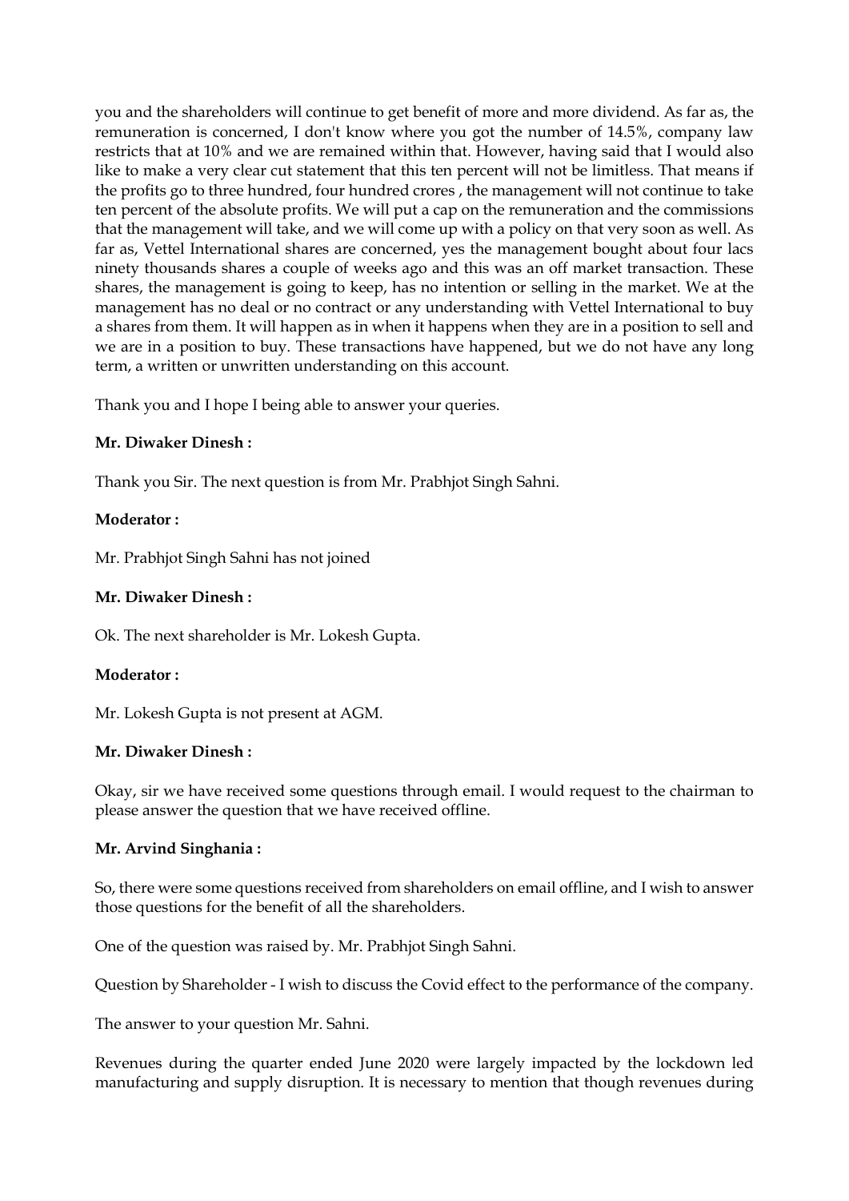you and the shareholders will continue to get benefit of more and more dividend. As far as, the remuneration is concerned, I don't know where you got the number of 14.5%, company law restricts that at 10% and we are remained within that. However, having said that I would also like to make a very clear cut statement that this ten percent will not be limitless. That means if the profits go to three hundred, four hundred crores , the management will not continue to take ten percent of the absolute profits. We will put a cap on the remuneration and the commissions that the management will take, and we will come up with a policy on that very soon as well. As far as, Vettel International shares are concerned, yes the management bought about four lacs ninety thousands shares a couple of weeks ago and this was an off market transaction. These shares, the management is going to keep, has no intention or selling in the market. We at the management has no deal or no contract or any understanding with Vettel International to buy a shares from them. It will happen as in when it happens when they are in a position to sell and we are in a position to buy. These transactions have happened, but we do not have any long term, a written or unwritten understanding on this account.

Thank you and I hope I being able to answer your queries.

**Mr. Diwaker Dinesh :**

Thank you Sir. The next question is from Mr. Prabhjot Singh Sahni.

**Moderator :**

Mr. Prabhjot Singh Sahni has not joined

**Mr. Diwaker Dinesh :**

Ok. The next shareholder is Mr. Lokesh Gupta.

**Moderator :**

Mr. Lokesh Gupta is not present at AGM.

**Mr. Diwaker Dinesh :**

Okay, sir we have received some questions through email. I would request to the chairman to please answer the question that we have received offline.

**Mr. Arvind Singhania :**

So, there were some questions received from shareholders on email offline, and I wish to answer those questions for the benefit of all the shareholders.

One of the question was raised by. Mr. Prabhjot Singh Sahni.

Question by Shareholder - I wish to discuss the Covid effect to the performance of the company.

The answer to your question Mr. Sahni.

Revenues during the quarter ended June 2020 were largely impacted by the lockdown led manufacturing and supply disruption. It is necessary to mention that though revenues during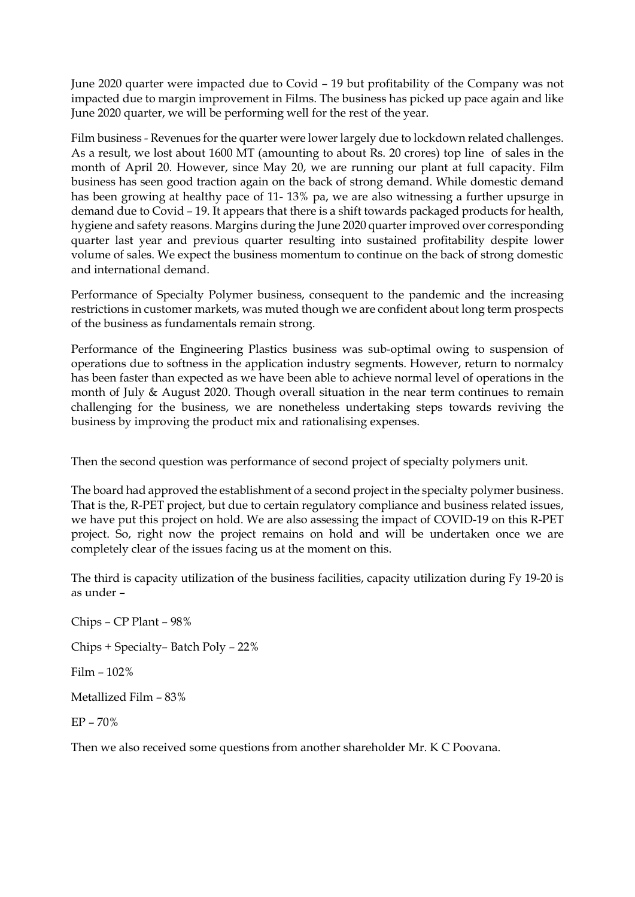June 2020 quarter were impacted due to Covid – 19 but profitability of the Company was not impacted due to margin improvement in Films. The business has picked up pace again and like June 2020 quarter, we will be performing well for the rest of the year.

Film business - Revenues for the quarter were lower largely due to lockdown related challenges. As a result, we lost about 1600 MT (amounting to about Rs. 20 crores) top line of sales in the month of April 20. However, since May 20, we are running our plant at full capacity. Film business has seen good traction again on the back of strong demand. While domestic demand has been growing at healthy pace of 11- 13% pa, we are also witnessing a further upsurge in demand due to Covid – 19. It appears that there is a shift towards packaged products for health, hygiene and safety reasons. Margins during the June 2020 quarter improved over corresponding quarter last year and previous quarter resulting into sustained profitability despite lower volume of sales. We expect the business momentum to continue on the back of strong domestic and international demand.

Performance of Specialty Polymer business, consequent to the pandemic and the increasing restrictions in customer markets, was muted though we are confident about long term prospects of the business as fundamentals remain strong.

Performance of the Engineering Plastics business was sub-optimal owing to suspension of operations due to softness in the application industry segments. However, return to normalcy has been faster than expected as we have been able to achieve normal level of operations in the month of July & August 2020. Though overall situation in the near term continues to remain challenging for the business, we are nonetheless undertaking steps towards reviving the business by improving the product mix and rationalising expenses.

Then the second question was performance of second project of specialty polymers unit.

The board had approved the establishment of a second project in the specialty polymer business. That is the, R-PET project, but due to certain regulatory compliance and business related issues, we have put this project on hold. We are also assessing the impact of COVID-19 on this R-PET project. So, right now the project remains on hold and will be undertaken once we are completely clear of the issues facing us at the moment on this.

The third is capacity utilization of the business facilities, capacity utilization during Fy 19-20 is as under –

Chips – CP Plant – 98%

Chips + Specialty– Batch Poly – 22%

Film – 102%

Metallized Film – 83%

EP – 70%

Then we also received some questions from another shareholder Mr. K C Poovana.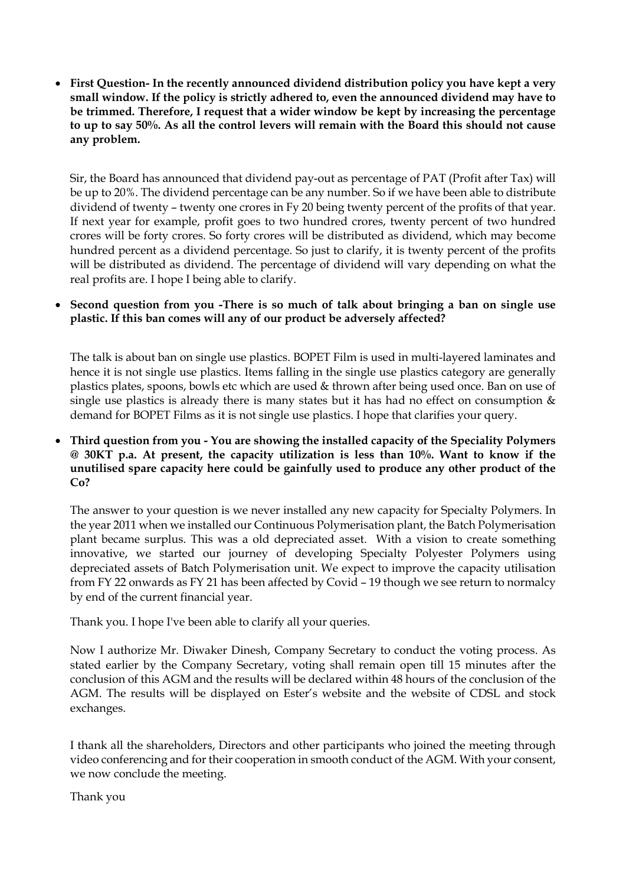- **First Question- In the recently announced dividend distribution policy you have kept a very small window. If the policy is strictly adhered to, even the announced dividend may have to be trimmed. Therefore, I request that a wider window be kept by increasing the percentage to up to say 50%. As all the control levers will remain with the Board this should not cause any problem.**

  Sir, the Board has announced that dividend pay-out as percentage of PAT (Profit after Tax) will be up to 20%. The dividend percentage can be any number. So if we have been able to distribute dividend of twenty – twenty one crores in Fy 20 being twenty percent of the profits of that year. If next year for example, profit goes to two hundred crores, twenty percent of two hundred crores will be forty crores. So forty crores will be distributed as dividend, which may become hundred percent as a dividend percentage. So just to clarify, it is twenty percent of the profits will be distributed as dividend. The percentage of dividend will vary depending on what the real profits are. I hope I being able to clarify.

- **Second question from you -There is so much of talk about bringing a ban on single use plastic. If this ban comes will any of our product be adversely affected?**

  The talk is about ban on single use plastics. BOPET Film is used in multi-layered laminates and hence it is not single use plastics. Items falling in the single use plastics category are generally plastics plates, spoons, bowls etc which are used & thrown after being used once. Ban on use of single use plastics is already there is many states but it has had no effect on consumption & demand for BOPET Films as it is not single use plastics. I hope that clarifies your query.

- **Third question from you - You are showing the installed capacity of the Speciality Polymers @ 30KT p.a. At present, the capacity utilization is less than 10%. Want to know if the unutilised spare capacity here could be gainfully used to produce any other product of the Co?**

  The answer to your question is we never installed any new capacity for Specialty Polymers. In the year 2011 when we installed our Continuous Polymerisation plant, the Batch Polymerisation plant became surplus. This was a old depreciated asset. With a vision to create something innovative, we started our journey of developing Specialty Polyester Polymers using depreciated assets of Batch Polymerisation unit. We expect to improve the capacity utilisation from FY 22 onwards as FY 21 has been affected by Covid – 19 though we see return to normalcy by end of the current financial year.

  Thank you. I hope I've been able to clarify all your queries.

  Now I authorize Mr. Diwaker Dinesh, Company Secretary to conduct the voting process. As stated earlier by the Company Secretary, voting shall remain open till 15 minutes after the conclusion of this AGM and the results will be declared within 48 hours of the conclusion of the AGM. The results will be displayed on Ester's website and the website of CDSL and stock exchanges.

  I thank all the shareholders, Directors and other participants who joined the meeting through video conferencing and for their cooperation in smooth conduct of the AGM. With your consent, we now conclude the meeting.

  Thank you